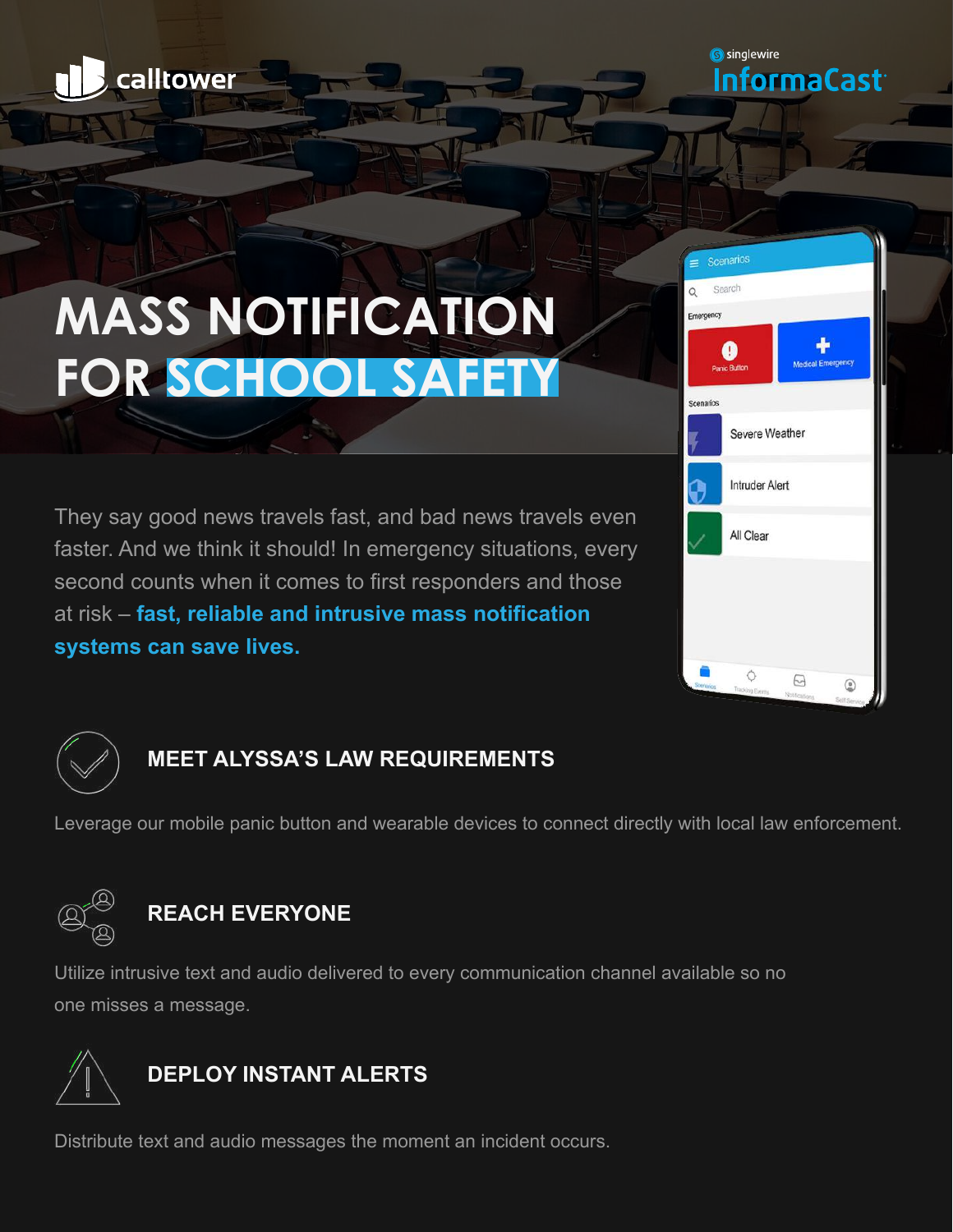calltower

singlewire InformaCast

# MASS NOTIFICATION FOR SCHOOL SAFETY

They say good news travels fast, and bad news travels even faster. And we think it should! In emergency situations, every second counts when it comes to first responders and those at risk – **fast, reliable and intrusive mass notification systems can save lives.**

## MEET ALYSSA'S LAW REQUIREMENTS

Leverage our mobile panic button and wearable devices to connect directly with local law enforcement.

## REACH EVERYONE

Utilize intrusive text and audio delivered to every communication channel available so no one misses a message.

## DEPLOY INSTANT ALERTS

Distribute text and audio messages the moment an incident occurs.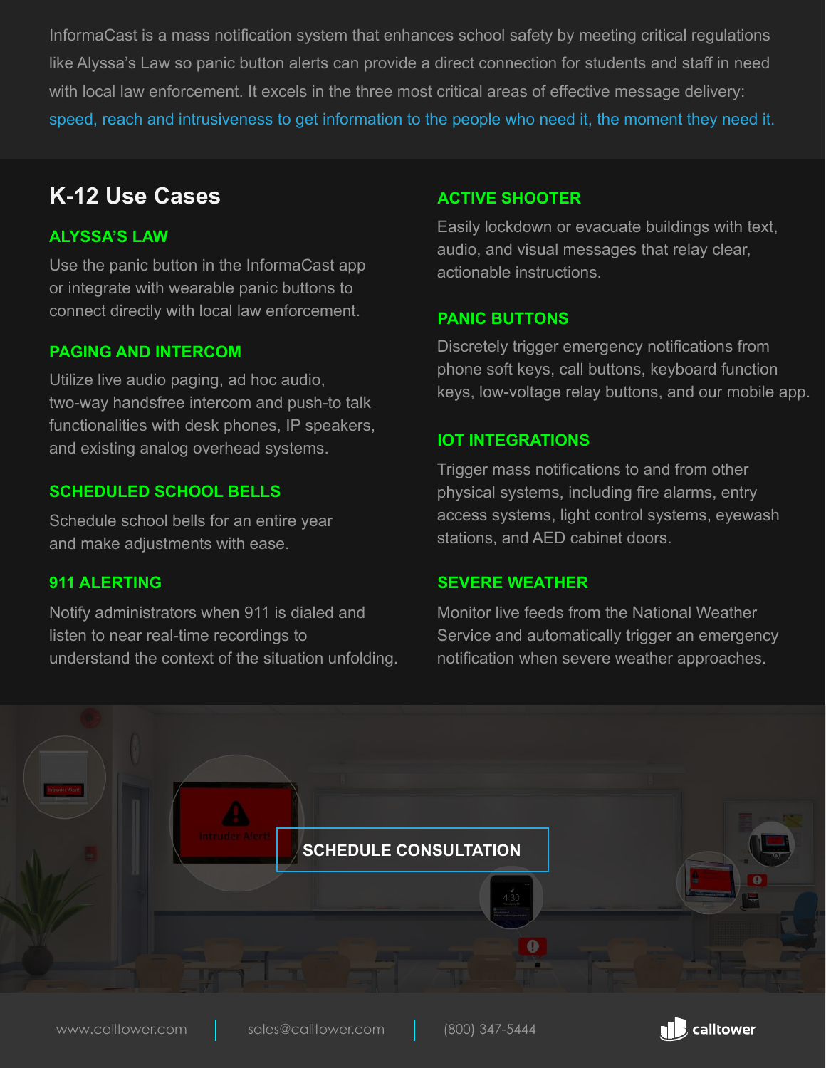InformaCast is a mass notification system that enhances school safety by meeting critical regulations like Alyssa's Law so panic button alerts can provide a direct connection for students and staff in need with local law enforcement. It excels in the three most critical areas of effective message delivery: speed, reach and intrusiveness to get information to the people who need it, the moment they need it.

## K-12 Use Cases

### ALYSSA'S LAW

Use the panic button in the InformaCast app or integrate with wearable panic buttons to connect directly with local law enforcement.

### PAGING AND INTERCOM

Utilize live audio paging, ad hoc audio, two-way handsfree intercom and push-to talk functionalities with desk phones, IP speakers, and existing analog overhead systems.

### SCHEDULED SCHOOL BELLS

Schedule school bells for an entire year and make adjustments with ease.

### 911 ALERTING

Notify administrators when 911 is dialed and listen to near real-time recordings to understand the context of the situation unfolding.

### ACTIVE SHOOTER

Easily lockdown or evacuate buildings with text, audio, and visual messages that relay clear, actionable instructions.

### PANIC BUTTONS

Discretely trigger emergency notifications from phone soft keys, call buttons, keyboard function keys, low-voltage relay buttons, and our mobile app.

### IOT INTEGRATIONS

Trigger mass notifications to and from other physical systems, including fire alarms, entry access systems, light control systems, eyewash stations, and AED cabinet doors.

### SEVERE WEATHER

Monitor live feeds from the National Weather Service and automatically trigger an emergency notification when severe weather approaches.

SCHEDULE CONSULTATION

www.calltower.com | sales@calltower.com | (800) 347-5444

calltower